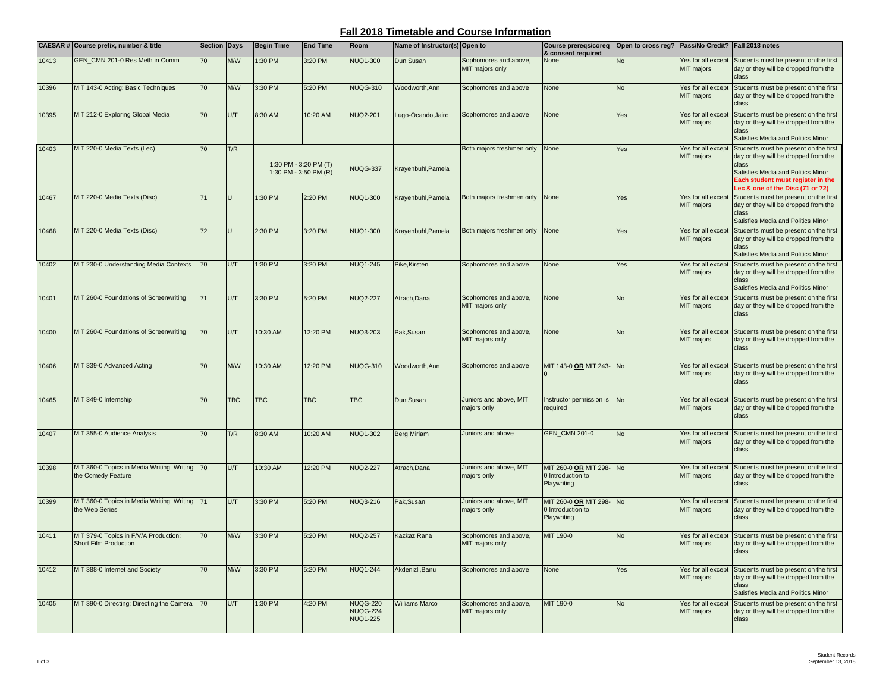# Fall 2018 Timetable and Course Information

| CAESAR # | Course prefix, number & title | Section | Days | Begin Time | End Time | Room | Name of Instructor(s) | Open to | Course prereqs/coreq & consent required | Open to cross reg? | Pass/No Credit? | Fall 2018 notes |
|---|---|---|---|---|---|---|---|---|---|---|---|---|
| 10413 | GEN_CMN 201-0 Res Meth in Comm | 70 | M/W | 1:30 PM | 3:20 PM | NUQ1-300 | Dun,Susan | Sophomores and above, MIT majors only | None | No | Yes for all except MIT majors | Students must be present on the first day or they will be dropped from the class |
| 10396 | MIT 143-0 Acting: Basic Techniques | 70 | M/W | 3:30 PM | 5:20 PM | NUQG-310 | Woodworth,Ann | Sophomores and above | None | No | Yes for all except MIT majors | Students must be present on the first day or they will be dropped from the class |
| 10395 | MIT 212-0 Exploring Global Media | 70 | U/T | 8:30 AM | 10:20 AM | NUQ2-201 | Lugo-Ocando,Jairo | Sophomores and above | None | Yes | Yes for all except MIT majors | Students must be present on the first day or they will be dropped from the class<br>Satisfies Media and Politics Minor |
| 10403 | MIT 220-0 Media Texts (Lec) | 70 | T/R | 1:30 PM - 3:20 PM (T)<br>1:30 PM - 3:50 PM (R) | | NUQG-337 | Krayenbuhl,Pamela | Both majors freshmen only | None | Yes | Yes for all except MIT majors | Students must be present on the first day or they will be dropped from the class<br>Satisfies Media and Politics Minor<br>**Each student must register in the Lec & one of the Disc (71 or 72)** |
| 10467 | MIT 220-0 Media Texts (Disc) | 71 | U | 1:30 PM | 2:20 PM | NUQ1-300 | Krayenbuhl,Pamela | Both majors freshmen only | None | Yes | Yes for all except MIT majors | Students must be present on the first day or they will be dropped from the class<br>Satisfies Media and Politics Minor |
| 10468 | MIT 220-0 Media Texts (Disc) | 72 | U | 2:30 PM | 3:20 PM | NUQ1-300 | Krayenbuhl,Pamela | Both majors freshmen only | None | Yes | Yes for all except MIT majors | Students must be present on the first day or they will be dropped from the class<br>Satisfies Media and Politics Minor |
| 10402 | MIT 230-0 Understanding Media Contexts | 70 | U/T | 1:30 PM | 3:20 PM | NUQ1-245 | Pike,Kirsten | Sophomores and above | None | Yes | Yes for all except MIT majors | Students must be present on the first day or they will be dropped from the class<br>Satisfies Media and Politics Minor |
| 10401 | MIT 260-0 Foundations of Screenwriting | 71 | U/T | 3:30 PM | 5:20 PM | NUQ2-227 | Atrach,Dana | Sophomores and above, MIT majors only | None | No | Yes for all except MIT majors | Students must be present on the first day or they will be dropped from the class |
| 10400 | MIT 260-0 Foundations of Screenwriting | 70 | U/T | 10:30 AM | 12:20 PM | NUQ3-203 | Pak,Susan | Sophomores and above, MIT majors only | None | No | Yes for all except MIT majors | Students must be present on the first day or they will be dropped from the class |
| 10406 | MIT 339-0 Advanced Acting | 70 | M/W | 10:30 AM | 12:20 PM | NUQG-310 | Woodworth,Ann | Sophomores and above | MIT 143-0 **OR** MIT 243-0 | No | Yes for all except MIT majors | Students must be present on the first day or they will be dropped from the class |
| 10465 | MIT 349-0 Internship | 70 | TBC | TBC | TBC | TBC | Dun,Susan | Juniors and above, MIT majors only | Instructor permission is required | No | Yes for all except MIT majors | Students must be present on the first day or they will be dropped from the class |
| 10407 | MIT 355-0 Audience Analysis | 70 | T/R | 8:30 AM | 10:20 AM | NUQ1-302 | Berg,Miriam | Juniors and above | GEN_CMN 201-0 | No | Yes for all except MIT majors | Students must be present on the first day or they will be dropped from the class |
| 10398 | MIT 360-0 Topics in Media Writing: Writing the Comedy Feature | 70 | U/T | 10:30 AM | 12:20 PM | NUQ2-227 | Atrach,Dana | Juniors and above, MIT majors only | MIT 260-0 **OR** MIT 298-0 Introduction to Playwriting | No | Yes for all except MIT majors | Students must be present on the first day or they will be dropped from the class |
| 10399 | MIT 360-0 Topics in Media Writing: Writing the Web Series | 71 | U/T | 3:30 PM | 5:20 PM | NUQ3-216 | Pak,Susan | Juniors and above, MIT majors only | MIT 260-0 **OR** MIT 298-0 Introduction to Playwriting | No | Yes for all except MIT majors | Students must be present on the first day or they will be dropped from the class |
| 10411 | MIT 379-0 Topics in F/V/A Production: Short Film Production | 70 | M/W | 3:30 PM | 5:20 PM | NUQ2-257 | Kazkaz,Rana | Sophomores and above, MIT majors only | MIT 190-0 | No | Yes for all except MIT majors | Students must be present on the first day or they will be dropped from the class |
| 10412 | MIT 388-0 Internet and Society | 70 | M/W | 3:30 PM | 5:20 PM | NUQ1-244 | Akdenizli,Banu | Sophomores and above | None | Yes | Yes for all except MIT majors | Students must be present on the first day or they will be dropped from the class<br>Satisfies Media and Politics Minor |
| 10405 | MIT 390-0 Directing: Directing the Camera | 70 | U/T | 1:30 PM | 4:20 PM | NUQG-220<br>NUQG-224<br>NUQ1-225 | Williams,Marco | Sophomores and above, MIT majors only | MIT 190-0 | No | Yes for all except MIT majors | Students must be present on the first day or they will be dropped from the class |

Student Records
September 13, 2018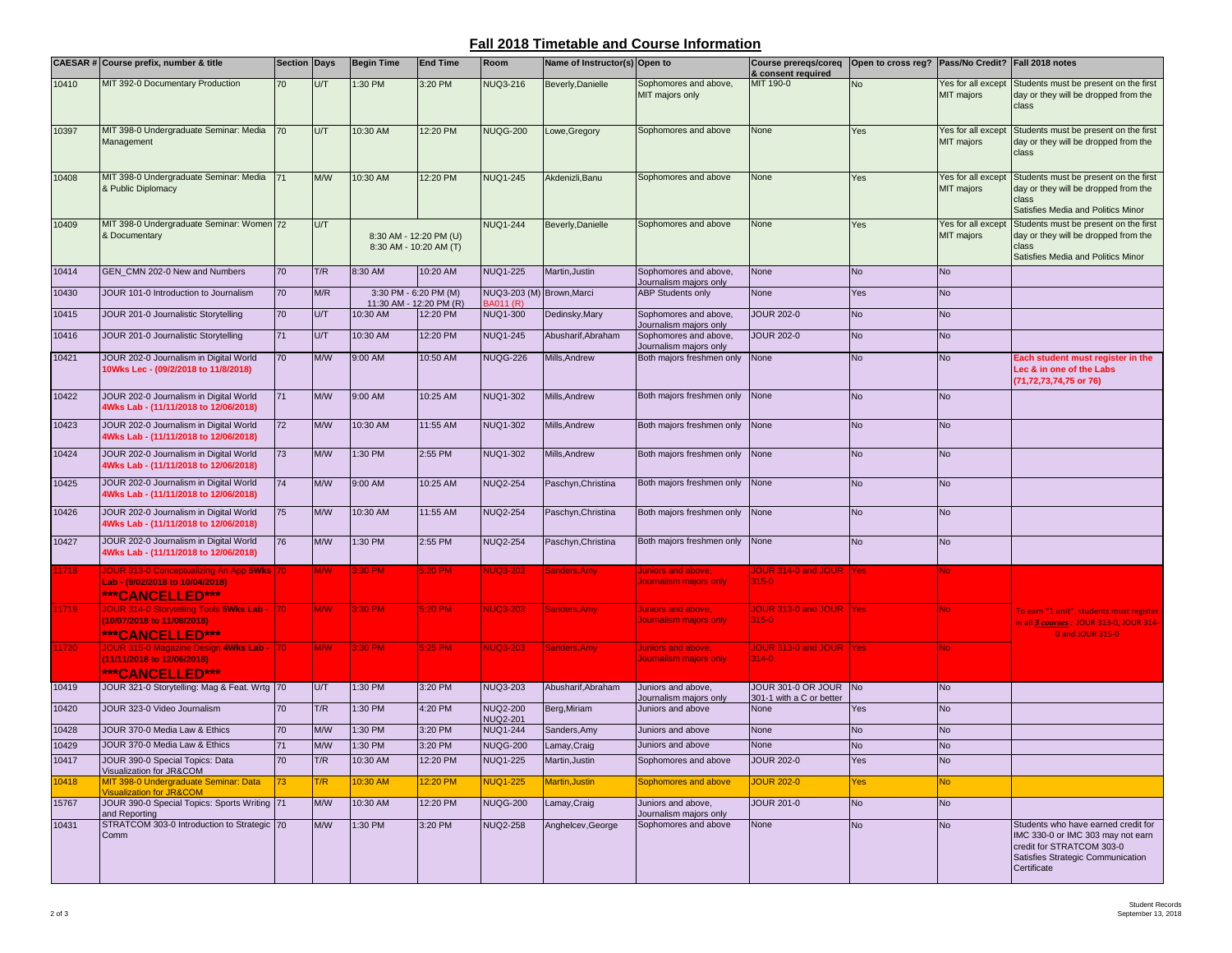## Fall 2018 Timetable and Course Information

| CAESAR # | Course prefix, number & title | Section | Days | Begin Time | End Time | Room | Name of Instructor(s) | Open to | Course prereqs/coreq & consent required | Open to cross reg? | Pass/No Credit? | Fall 2018 notes |
|---|---|---|---|---|---|---|---|---|---|---|---|---|
| 10410 | MIT 392-0 Documentary Production | 70 | U/T | 1:30 PM | 3:20 PM | NUQ3-216 | Beverly,Danielle | Sophomores and above, MIT majors only | MIT 190-0 | No | Yes for all except MIT majors | Students must be present on the first day or they will be dropped from the class |
| 10397 | MIT 398-0 Undergraduate Seminar: Media Management | 70 | U/T | 10:30 AM | 12:20 PM | NUQG-200 | Lowe,Gregory | Sophomores and above | None | Yes | Yes for all except MIT majors | Students must be present on the first day or they will be dropped from the class |
| 10408 | MIT 398-0 Undergraduate Seminar: Media & Public Diplomacy | 71 | M/W | 10:30 AM | 12:20 PM | NUQ1-245 | Akdenizli,Banu | Sophomores and above | None | Yes | Yes for all except MIT majors | Students must be present on the first day or they will be dropped from the class Satisfies Media and Politics Minor |
| 10409 | MIT 398-0 Undergraduate Seminar: Women & Documentary | 72 | U/T | 8:30 AM - 12:20 PM (U) 8:30 AM - 10:20 AM (T) | | NUQ1-244 | Beverly,Danielle | Sophomores and above | None | Yes | Yes for all except MIT majors | Students must be present on the first day or they will be dropped from the class Satisfies Media and Politics Minor |
| 10414 | GEN_CMN 202-0 New and Numbers | 70 | T/R | 8:30 AM | 10:20 AM | NUQ1-225 | Martin,Justin | Sophomores and above, Journalism majors only | None | No | No | |
| 10430 | JOUR 101-0 Introduction to Journalism | 70 | M/R | 3:30 PM - 6:20 PM (M) 11:30 AM - 12:20 PM (R) | | NUQ3-203 (M) BA011 (R) | Brown,Marci | ABP Students only | None | Yes | No | |
| 10415 | JOUR 201-0 Journalistic Storytelling | 70 | U/T | 10:30 AM | 12:20 PM | NUQ1-300 | Dedinsky,Mary | Sophomores and above, Journalism majors only | JOUR 202-0 | No | No | |
| 10416 | JOUR 201-0 Journalistic Storytelling | 71 | U/T | 10:30 AM | 12:20 PM | NUQ1-245 | Abusharif,Abraham | Sophomores and above, Journalism majors only | JOUR 202-0 | No | No | |
| 10421 | JOUR 202-0 Journalism in Digital World 10Wks Lec - (09/2/2018 to 11/8/2018) | 70 | M/W | 9:00 AM | 10:50 AM | NUQG-226 | Mills,Andrew | Both majors freshmen only | None | No | No | **Each student must register in the Lec & in one of the Labs (71,72,73,74,75 or 76)** |
| 10422 | JOUR 202-0 Journalism in Digital World 4Wks Lab - (11/11/2018 to 12/06/2018) | 71 | M/W | 9:00 AM | 10:25 AM | NUQ1-302 | Mills,Andrew | Both majors freshmen only | None | No | No | |
| 10423 | JOUR 202-0 Journalism in Digital World 4Wks Lab - (11/11/2018 to 12/06/2018) | 72 | M/W | 10:30 AM | 11:55 AM | NUQ1-302 | Mills,Andrew | Both majors freshmen only | None | No | No | |
| 10424 | JOUR 202-0 Journalism in Digital World 4Wks Lab - (11/11/2018 to 12/06/2018) | 73 | M/W | 1:30 PM | 2:55 PM | NUQ1-302 | Mills,Andrew | Both majors freshmen only | None | No | No | |
| 10425 | JOUR 202-0 Journalism in Digital World 4Wks Lab - (11/11/2018 to 12/06/2018) | 74 | M/W | 9:00 AM | 10:25 AM | NUQ2-254 | Paschyn,Christina | Both majors freshmen only | None | No | No | |
| 10426 | JOUR 202-0 Journalism in Digital World 4Wks Lab - (11/11/2018 to 12/06/2018) | 75 | M/W | 10:30 AM | 11:55 AM | NUQ2-254 | Paschyn,Christina | Both majors freshmen only | None | No | No | |
| 10427 | JOUR 202-0 Journalism in Digital World 4Wks Lab - (11/11/2018 to 12/06/2018) | 76 | M/W | 1:30 PM | 2:55 PM | NUQ2-254 | Paschyn,Christina | Both majors freshmen only | None | No | No | |
| 11718 | JOUR 313-0 Conceptualizing An App 5Wks Lab - (9/02/2018 to 10/04/2018) ***CANCELLED*** | 70 | M/W | 3:30 PM | 5:20 PM | NUQ3-203 | Sanders,Amy | Juniors and above, Journalism majors only | JOUR 314-0 and JOUR 315-0 | Yes | No | To earn "1 unit", students must register in all *3 courses* : JOUR 313-0, JOUR 314-0 and JOUR 315-0 |
| 11719 | JOUR 314-0 Storytelling Tools 5Wks Lab - (10/07/2018 to 11/08/2018) ***CANCELLED*** | 70 | M/W | 3:30 PM | 5:20 PM | NUQ3-203 | Sanders,Amy | Juniors and above, Journalism majors only | JOUR 313-0 and JOUR 315-0 | Yes | No | |
| 11720 | JOUR 315-0 Magazine Design 4Wks Lab - (11/11/2018 to 12/06/2018) ***CANCELLED*** | 70 | M/W | 3:30 PM | 5:25 PM | NUQ3-203 | Sanders,Amy | Juniors and above, Journalism majors only | JOUR 313-0 and JOUR 314-0 | Yes | No | |
| 10419 | JOUR 321-0 Storytelling: Mag & Feat. Wrtg | 70 | U/T | 1:30 PM | 3:20 PM | NUQ3-203 | Abusharif,Abraham | Juniors and above, Journalism majors only | JOUR 301-0 OR JOUR 301-1 with a C or better | No | No | |
| 10420 | JOUR 323-0 Video Journalism | 70 | T/R | 1:30 PM | 4:20 PM | NUQ2-200 NUQ2-201 | Berg,Miriam | Juniors and above | None | Yes | No | |
| 10428 | JOUR 370-0 Media Law & Ethics | 70 | M/W | 1:30 PM | 3:20 PM | NUQ1-244 | Sanders,Amy | Juniors and above | None | No | No | |
| 10429 | JOUR 370-0 Media Law & Ethics | 71 | M/W | 1:30 PM | 3:20 PM | NUQG-200 | Lamay,Craig | Juniors and above | None | No | No | |
| 10417 | JOUR 390-0 Special Topics: Data Visualization for JR&COM | 70 | T/R | 10:30 AM | 12:20 PM | NUQ1-225 | Martin,Justin | Sophomores and above | JOUR 202-0 | Yes | No | |
| 10418 | MIT 398-0 Undergraduate Seminar: Data Visualization for JR&COM | 73 | T/R | 10:30 AM | 12:20 PM | NUQ1-225 | Martin,Justin | Sophomores and above | JOUR 202-0 | Yes | No | |
| 15767 | JOUR 390-0 Special Topics: Sports Writing and Reporting | 71 | M/W | 10:30 AM | 12:20 PM | NUQG-200 | Lamay,Craig | Juniors and above, Journalism majors only | JOUR 201-0 | No | No | |
| 10431 | STRATCOM 303-0 Introduction to Strategic Comm | 70 | M/W | 1:30 PM | 3:20 PM | NUQ2-258 | Anghelcev,George | Sophomores and above | None | No | No | Students who have earned credit for IMC 330-0 or IMC 303 may not earn credit for STRATCOM 303-0 Satisfies Strategic Communication Certificate |

Student Records
September 13, 2018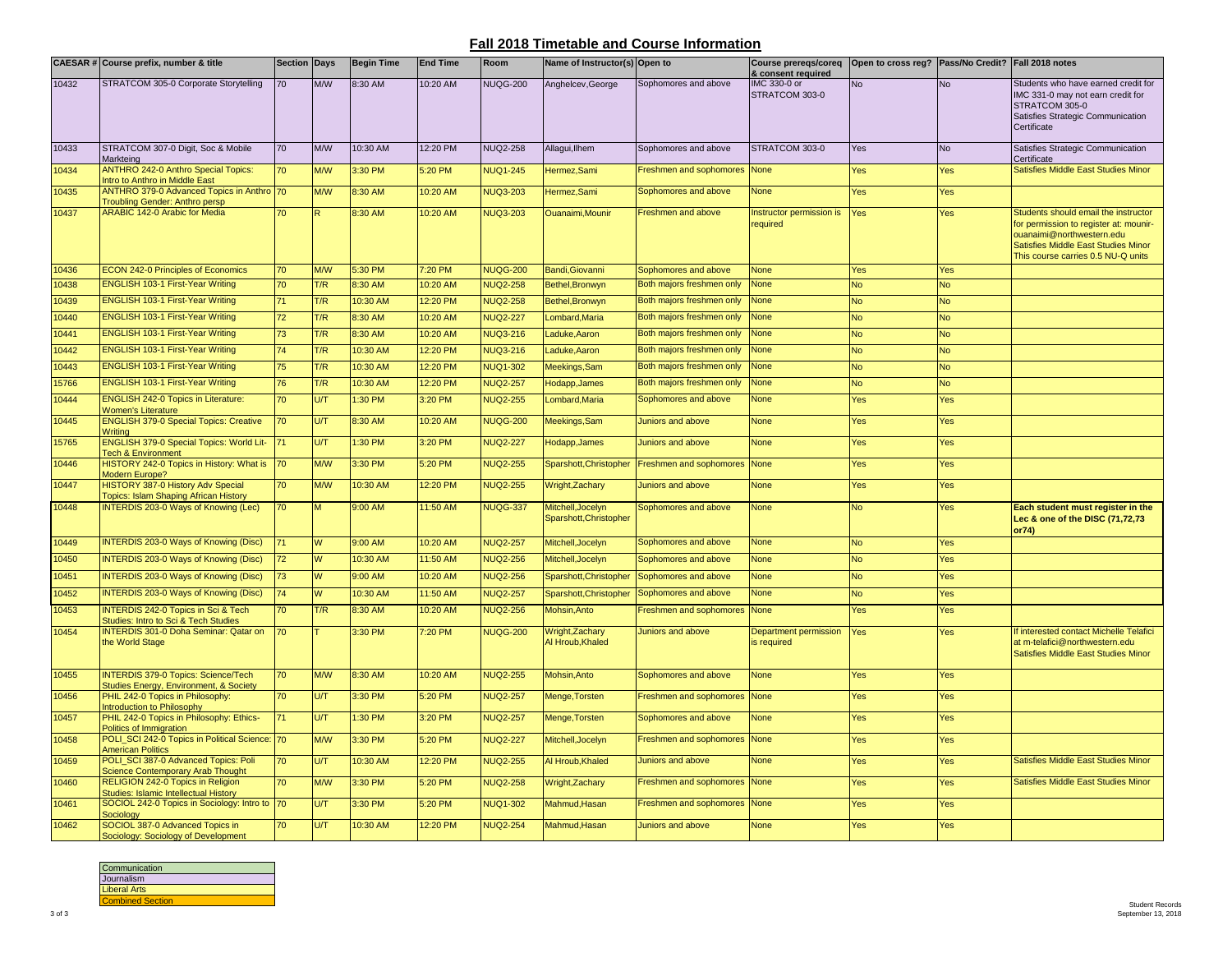# Fall 2018 Timetable and Course Information

| CAESAR # | Course prefix, number & title | Section | Days | Begin Time | End Time | Room | Name of Instructor(s) | Open to | Course prereqs/coreq & consent required | Open to cross reg? | Pass/No Credit? | Fall 2018 notes |
|---|---|---|---|---|---|---|---|---|---|---|---|---|
| 10432 | STRATCOM 305-0 Corporate Storytelling | 70 | M/W | 8:30 AM | 10:20 AM | NUQG-200 | Anghelcev,George | Sophomores and above | IMC 330-0 or STRATCOM 303-0 | No | No | Students who have earned credit for IMC 331-0 may not earn credit for STRATCOM 305-0 Satisfies Strategic Communication Certificate |
| 10433 | STRATCOM 307-0 Digit, Soc & Mobile Markteing | 70 | M/W | 10:30 AM | 12:20 PM | NUQ2-258 | Allagui,Ilhem | Sophomores and above | STRATCOM 303-0 | Yes | No | Satisfies Strategic Communication Certificate |
| 10434 | ANTHRO 242-0 Anthro Special Topics: Intro to Anthro in Middle East | 70 | M/W | 3:30 PM | 5:20 PM | NUQ1-245 | Hermez,Sami | Freshmen and sophomores | None | Yes | Yes | Satisfies Middle East Studies Minor |
| 10435 | ANTHRO 379-0 Advanced Topics in Anthro: Troubling Gender: Anthro persp | 70 | M/W | 8:30 AM | 10:20 AM | NUQ3-203 | Hermez,Sami | Sophomores and above | None | Yes | Yes | |
| 10437 | ARABIC 142-0 Arabic for Media | 70 | R | 8:30 AM | 10:20 AM | NUQ3-203 | Ouanaimi,Mounir | Freshmen and above | Instructor permission is required | Yes | Yes | Students should email the instructor for permission to register at: mounir-ouanaimi@northwestern.edu Satisfies Middle East Studies Minor This course carries 0.5 NU-Q units |
| 10436 | ECON 242-0 Principles of Economics | 70 | M/W | 5:30 PM | 7:20 PM | NUQG-200 | Bandi,Giovanni | Sophomores and above | None | Yes | Yes | |
| 10438 | ENGLISH 103-1 First-Year Writing | 70 | T/R | 8:30 AM | 10:20 AM | NUQ2-258 | Bethel,Bronwyn | Both majors freshmen only | None | No | No | |
| 10439 | ENGLISH 103-1 First-Year Writing | 71 | T/R | 10:30 AM | 12:20 PM | NUQ2-258 | Bethel,Bronwyn | Both majors freshmen only | None | No | No | |
| 10440 | ENGLISH 103-1 First-Year Writing | 72 | T/R | 8:30 AM | 10:20 AM | NUQ2-227 | Lombard,Maria | Both majors freshmen only | None | No | No | |
| 10441 | ENGLISH 103-1 First-Year Writing | 73 | T/R | 8:30 AM | 10:20 AM | NUQ3-216 | Laduke,Aaron | Both majors freshmen only | None | No | No | |
| 10442 | ENGLISH 103-1 First-Year Writing | 74 | T/R | 10:30 AM | 12:20 PM | NUQ3-216 | Laduke,Aaron | Both majors freshmen only | None | No | No | |
| 10443 | ENGLISH 103-1 First-Year Writing | 75 | T/R | 10:30 AM | 12:20 PM | NUQ1-302 | Meekings,Sam | Both majors freshmen only | None | No | No | |
| 15766 | ENGLISH 103-1 First-Year Writing | 76 | T/R | 10:30 AM | 12:20 PM | NUQ2-257 | Hodapp,James | Both majors freshmen only | None | No | No | |
| 10444 | ENGLISH 242-0 Topics in Literature: Women's Literature | 70 | U/T | 1:30 PM | 3:20 PM | NUQ2-255 | Lombard,Maria | Sophomores and above | None | Yes | Yes | |
| 10445 | ENGLISH 379-0 Special Topics: Creative Writing | 70 | U/T | 8:30 AM | 10:20 AM | NUQG-200 | Meekings,Sam | Juniors and above | None | Yes | Yes | |
| 15765 | ENGLISH 379-0 Special Topics: World Lit-Tech & Environment | 71 | U/T | 1:30 PM | 3:20 PM | NUQ2-227 | Hodapp,James | Juniors and above | None | Yes | Yes | |
| 10446 | HISTORY 242-0 Topics in History: What is Modern Europe? | 70 | M/W | 3:30 PM | 5:20 PM | NUQ2-255 | Sparshott,Christopher | Freshmen and sophomores | None | Yes | Yes | |
| 10447 | HISTORY 387-0 History Adv Special Topics: Islam Shaping African History | 70 | M/W | 10:30 AM | 12:20 PM | NUQ2-255 | Wright,Zachary | Juniors and above | None | Yes | Yes | |
| 10448 | INTERDIS 203-0 Ways of Knowing (Lec) | 70 | M | 9:00 AM | 11:50 AM | NUQG-337 | Mitchell,Jocelyn Sparshott,Christopher | Sophomores and above | None | No | Yes | **Each student must register in the Lec & one of the DISC (71,72,73 or74)** |
| 10449 | INTERDIS 203-0 Ways of Knowing (Disc) | 71 | W | 9:00 AM | 10:20 AM | NUQ2-257 | Mitchell,Jocelyn | Sophomores and above | None | No | Yes | |
| 10450 | INTERDIS 203-0 Ways of Knowing (Disc) | 72 | W | 10:30 AM | 11:50 AM | NUQ2-256 | Mitchell,Jocelyn | Sophomores and above | None | No | Yes | |
| 10451 | INTERDIS 203-0 Ways of Knowing (Disc) | 73 | W | 9:00 AM | 10:20 AM | NUQ2-256 | Sparshott,Christopher | Sophomores and above | None | No | Yes | |
| 10452 | INTERDIS 203-0 Ways of Knowing (Disc) | 74 | W | 10:30 AM | 11:50 AM | NUQ2-257 | Sparshott,Christopher | Sophomores and above | None | No | Yes | |
| 10453 | INTERDIS 242-0 Topics in Sci & Tech Studies: Intro to Sci & Tech Studies | 70 | T/R | 8:30 AM | 10:20 AM | NUQ2-256 | Mohsin,Anto | Freshmen and sophomores | None | Yes | Yes | |
| 10454 | INTERDIS 301-0 Doha Seminar: Qatar on the World Stage | 70 | T | 3:30 PM | 7:20 PM | NUQG-200 | Wright,Zachary Al Hroub,Khaled | Juniors and above | Department permission is required | Yes | Yes | If interested contact Michelle Telafici at m-telafici@northwestern.edu Satisfies Middle East Studies Minor |
| 10455 | INTERDIS 379-0 Topics: Science/Tech Studies Energy, Environment, & Society | 70 | M/W | 8:30 AM | 10:20 AM | NUQ2-255 | Mohsin,Anto | Sophomores and above | None | Yes | Yes | |
| 10456 | PHIL 242-0 Topics in Philosophy: Introduction to Philosophy | 70 | U/T | 3:30 PM | 5:20 PM | NUQ2-257 | Menge,Torsten | Freshmen and sophomores | None | Yes | Yes | |
| 10457 | PHIL 242-0 Topics in Philosophy: Ethics-Politics of Immigration | 71 | U/T | 1:30 PM | 3:20 PM | NUQ2-257 | Menge,Torsten | Sophomores and above | None | Yes | Yes | |
| 10458 | POLI_SCI 242-0 Topics in Political Science: American Politics | 70 | M/W | 3:30 PM | 5:20 PM | NUQ2-227 | Mitchell,Jocelyn | Freshmen and sophomores | None | Yes | Yes | |
| 10459 | POLI_SCI 387-0 Advanced Topics: Poli Science Contemporary Arab Thought | 70 | U/T | 10:30 AM | 12:20 PM | NUQ2-255 | Al Hroub,Khaled | Juniors and above | None | Yes | Yes | Satisfies Middle East Studies Minor |
| 10460 | RELIGION 242-0 Topics in Religion Studies: Islamic Intellectual History | 70 | M/W | 3:30 PM | 5:20 PM | NUQ2-258 | Wright,Zachary | Freshmen and sophomores | None | Yes | Yes | Satisfies Middle East Studies Minor |
| 10461 | SOCIOL 242-0 Topics in Sociology: Intro to Sociology | 70 | U/T | 3:30 PM | 5:20 PM | NUQ1-302 | Mahmud,Hasan | Freshmen and sophomores | None | Yes | Yes | |
| 10462 | SOCIOL 387-0 Advanced Topics in Sociology: Sociology of Development | 70 | U/T | 10:30 AM | 12:20 PM | NUQ2-254 | Mahmud,Hasan | Juniors and above | None | Yes | Yes | |

| |
|---|
| Communication |
| Journalism |
| Liberal Arts |
| Combined Section |

Student Records
September 13, 2018